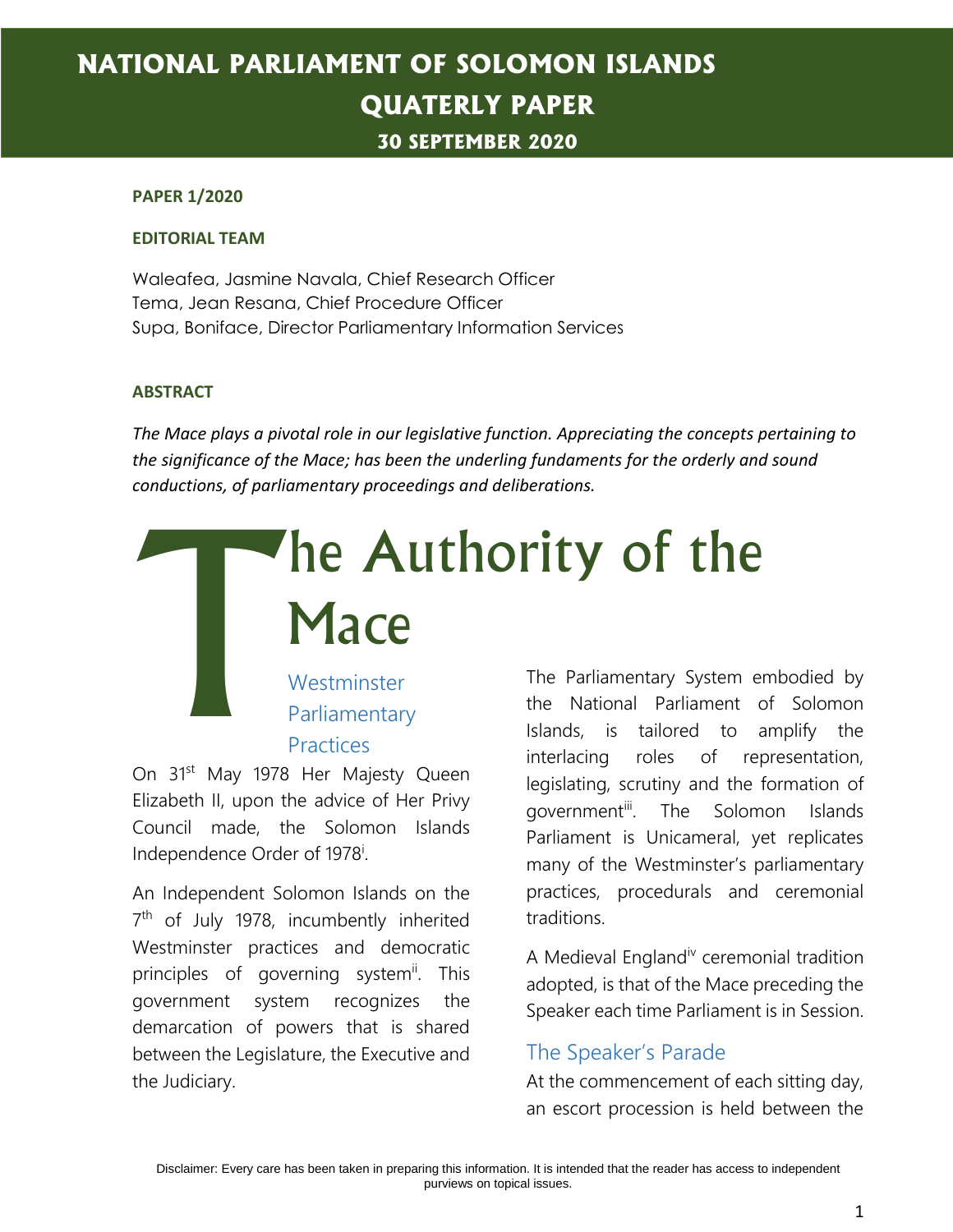# NATIONAL PARLIAMENT OF SOLOMON ISLANDS QUATERLY PAPER

## 30 SEPTEMBER 2020

**PAPER 1/2020**

**EDITORIAL TEAM**

Waleafea, Jasmine Navala, Chief Research Officer
Tema, Jean Resana, Chief Procedure Officer
Supa, Boniface, Director Parliamentary Information Services

**ABSTRACT**

*The Mace plays a pivotal role in our legislative function. Appreciating the concepts pertaining to the significance of the Mace; has been the underling fundaments for the orderly and sound conductions, of parliamentary proceedings and deliberations.*

# The Authority of the Mace

## Westminster Parliamentary Practices

On 31st May 1978 Her Majesty Queen Elizabeth II, upon the advice of Her Privy Council made, the Solomon Islands Independence Order of 1978[i].

An Independent Solomon Islands on the 7th of July 1978, incumbently inherited Westminster practices and democratic principles of governing system[ii]. This government system recognizes the demarcation of powers that is shared between the Legislature, the Executive and the Judiciary.

The Parliamentary System embodied by the National Parliament of Solomon Islands, is tailored to amplify the interlacing roles of representation, legislating, scrutiny and the formation of government[iii]. The Solomon Islands Parliament is Unicameral, yet replicates many of the Westminster's parliamentary practices, procedurals and ceremonial traditions.

A Medieval England[iv] ceremonial tradition adopted, is that of the Mace preceding the Speaker each time Parliament is in Session.

## The Speaker's Parade

At the commencement of each sitting day, an escort procession is held between the

Disclaimer: Every care has been taken in preparing this information. It is intended that the reader has access to independent purviews on topical issues.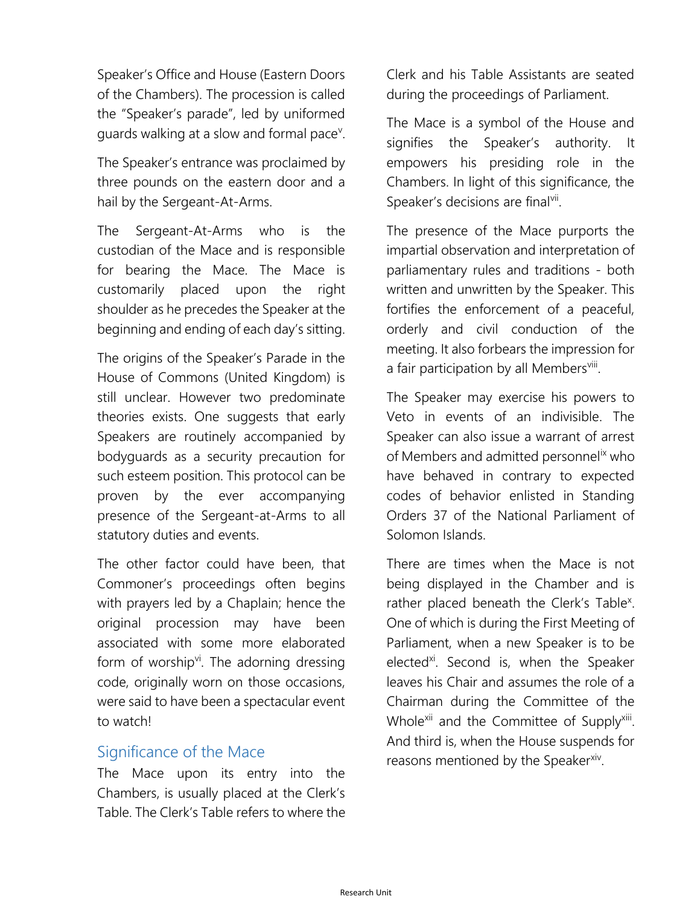Speaker's Office and House (Eastern Doors of the Chambers). The procession is called the "Speaker's parade", led by uniformed guards walking at a slow and formal pace[v].

The Speaker's entrance was proclaimed by three pounds on the eastern door and a hail by the Sergeant-At-Arms.

The Sergeant-At-Arms who is the custodian of the Mace and is responsible for bearing the Mace. The Mace is customarily placed upon the right shoulder as he precedes the Speaker at the beginning and ending of each day's sitting.

The origins of the Speaker's Parade in the House of Commons (United Kingdom) is still unclear. However two predominate theories exists. One suggests that early Speakers are routinely accompanied by bodyguards as a security precaution for such esteem position. This protocol can be proven by the ever accompanying presence of the Sergeant-at-Arms to all statutory duties and events.

The other factor could have been, that Commoner's proceedings often begins with prayers led by a Chaplain; hence the original procession may have been associated with some more elaborated form of worship[vi]. The adorning dressing code, originally worn on those occasions, were said to have been a spectacular event to watch!

## Significance of the Mace

The Mace upon its entry into the Chambers, is usually placed at the Clerk's Table. The Clerk's Table refers to where the Clerk and his Table Assistants are seated during the proceedings of Parliament.

The Mace is a symbol of the House and signifies the Speaker's authority. It empowers his presiding role in the Chambers. In light of this significance, the Speaker's decisions are final[vii].

The presence of the Mace purports the impartial observation and interpretation of parliamentary rules and traditions - both written and unwritten by the Speaker. This fortifies the enforcement of a peaceful, orderly and civil conduction of the meeting. It also forbears the impression for a fair participation by all Members[viii].

The Speaker may exercise his powers to Veto in events of an indivisible. The Speaker can also issue a warrant of arrest of Members and admitted personnel[ix] who have behaved in contrary to expected codes of behavior enlisted in Standing Orders 37 of the National Parliament of Solomon Islands.

There are times when the Mace is not being displayed in the Chamber and is rather placed beneath the Clerk's Table[x]. One of which is during the First Meeting of Parliament, when a new Speaker is to be elected[xi]. Second is, when the Speaker leaves his Chair and assumes the role of a Chairman during the Committee of the Whole[xii] and the Committee of Supply[xiii]. And third is, when the House suspends for reasons mentioned by the Speaker[xiv].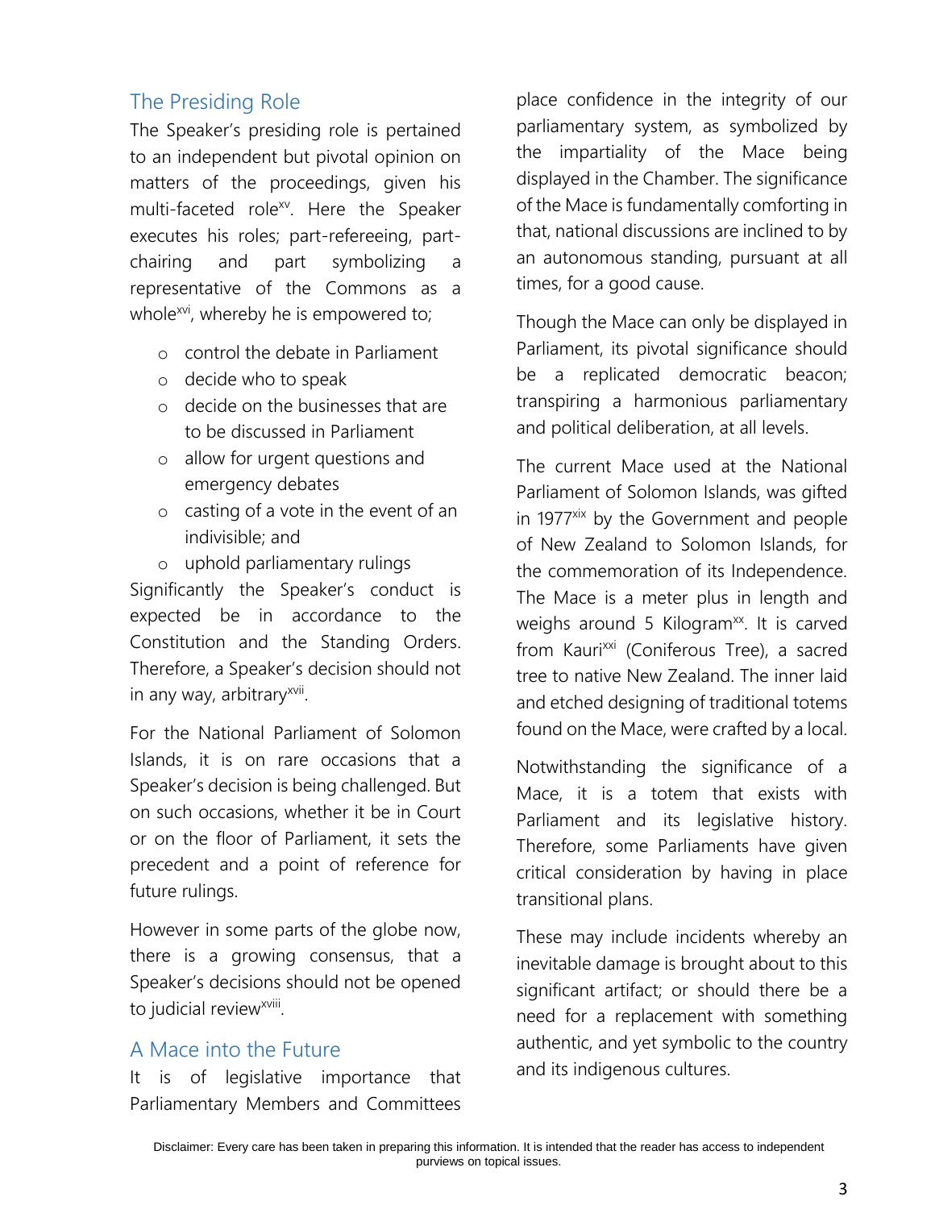## The Presiding Role

The Speaker's presiding role is pertained to an independent but pivotal opinion on matters of the proceedings, given his multi-faceted role[xv]. Here the Speaker executes his roles; part-refereeing, part-chairing and part symbolizing a representative of the Commons as a whole[xvi], whereby he is empowered to;

- control the debate in Parliament
- decide who to speak
- decide on the businesses that are to be discussed in Parliament
- allow for urgent questions and emergency debates
- casting of a vote in the event of an indivisible; and
- uphold parliamentary rulings

Significantly the Speaker's conduct is expected be in accordance to the Constitution and the Standing Orders. Therefore, a Speaker's decision should not in any way, arbitrary[xvii].

For the National Parliament of Solomon Islands, it is on rare occasions that a Speaker's decision is being challenged. But on such occasions, whether it be in Court or on the floor of Parliament, it sets the precedent and a point of reference for future rulings.

However in some parts of the globe now, there is a growing consensus, that a Speaker's decisions should not be opened to judicial review[xviii].

## A Mace into the Future

It is of legislative importance that Parliamentary Members and Committees place confidence in the integrity of our parliamentary system, as symbolized by the impartiality of the Mace being displayed in the Chamber. The significance of the Mace is fundamentally comforting in that, national discussions are inclined to by an autonomous standing, pursuant at all times, for a good cause.

Though the Mace can only be displayed in Parliament, its pivotal significance should be a replicated democratic beacon; transpiring a harmonious parliamentary and political deliberation, at all levels.

The current Mace used at the National Parliament of Solomon Islands, was gifted in 1977[xix] by the Government and people of New Zealand to Solomon Islands, for the commemoration of its Independence. The Mace is a meter plus in length and weighs around 5 Kilogram[xx]. It is carved from Kauri[xxi] (Coniferous Tree), a sacred tree to native New Zealand. The inner laid and etched designing of traditional totems found on the Mace, were crafted by a local.

Notwithstanding the significance of a Mace, it is a totem that exists with Parliament and its legislative history. Therefore, some Parliaments have given critical consideration by having in place transitional plans.

These may include incidents whereby an inevitable damage is brought about to this significant artifact; or should there be a need for a replacement with something authentic, and yet symbolic to the country and its indigenous cultures.

Disclaimer: Every care has been taken in preparing this information. It is intended that the reader has access to independent purviews on topical issues.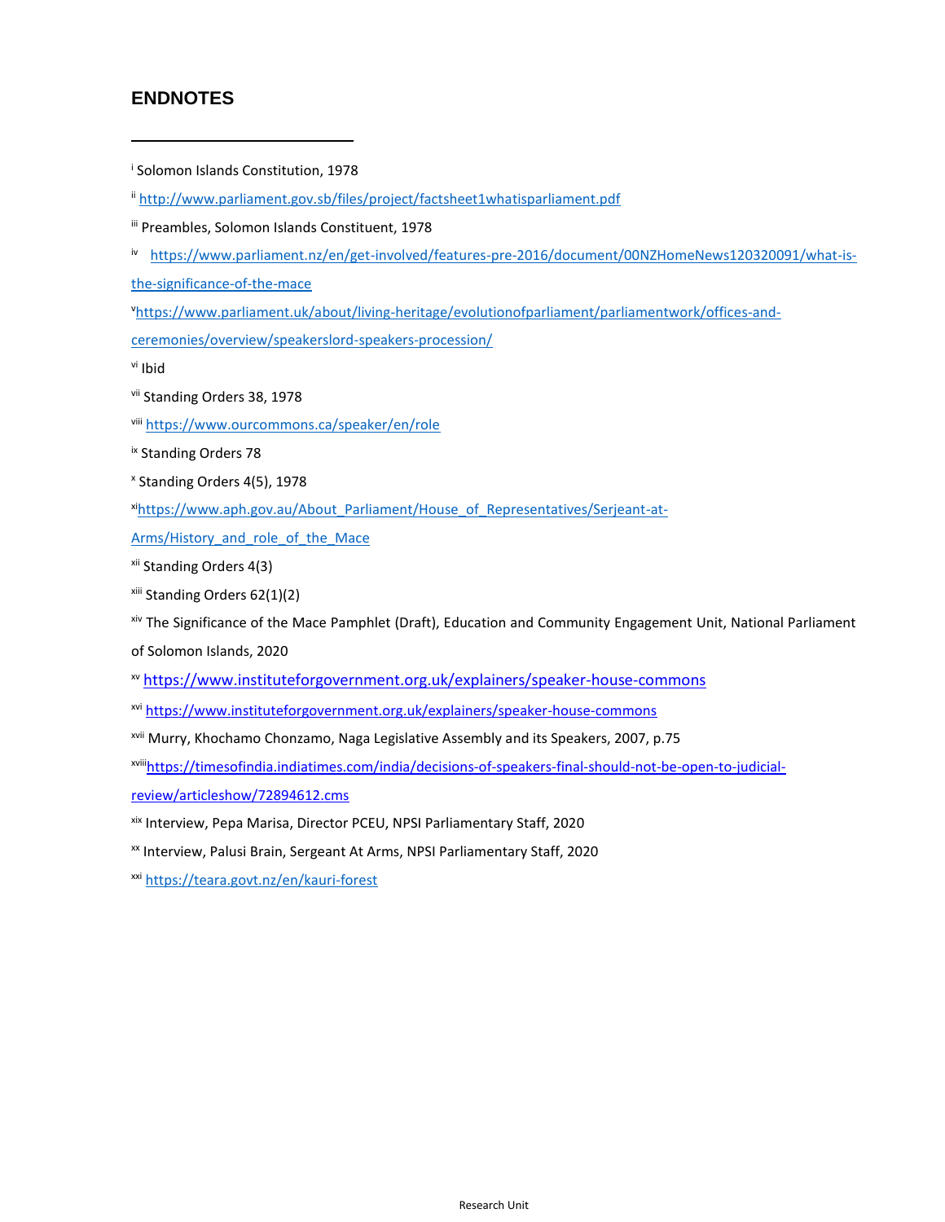## ENDNOTES

---

[i] Solomon Islands Constitution, 1978

[ii] http://www.parliament.gov.sb/files/project/factsheet1whatisparliament.pdf

[iii] Preambles, Solomon Islands Constituent, 1978

[iv] https://www.parliament.nz/en/get-involved/features-pre-2016/document/00NZHomeNews120320091/what-is-the-significance-of-the-mace

[v] https://www.parliament.uk/about/living-heritage/evolutionofparliament/parliamentwork/offices-and-ceremonies/overview/speakerslord-speakers-procession/

[vi] Ibid

[vii] Standing Orders 38, 1978

[viii] https://www.ourcommons.ca/speaker/en/role

[ix] Standing Orders 78

[x] Standing Orders 4(5), 1978

[xi] https://www.aph.gov.au/About_Parliament/House_of_Representatives/Serjeant-at-Arms/History_and_role_of_the_Mace

[xii] Standing Orders 4(3)

[xiii] Standing Orders 62(1)(2)

[xiv] The Significance of the Mace Pamphlet (Draft), Education and Community Engagement Unit, National Parliament of Solomon Islands, 2020

[xv] https://www.instituteforgovernment.org.uk/explainers/speaker-house-commons

[xvi] https://www.instituteforgovernment.org.uk/explainers/speaker-house-commons

[xvii] Murry, Khochamo Chonzamo, Naga Legislative Assembly and its Speakers, 2007, p.75

[xviii] https://timesofindia.indiatimes.com/india/decisions-of-speakers-final-should-not-be-open-to-judicial-review/articleshow/72894612.cms

[xix] Interview, Pepa Marisa, Director PCEU, NPSI Parliamentary Staff, 2020

[xx] Interview, Palusi Brain, Sergeant At Arms, NPSI Parliamentary Staff, 2020

[xxi] https://teara.govt.nz/en/kauri-forest